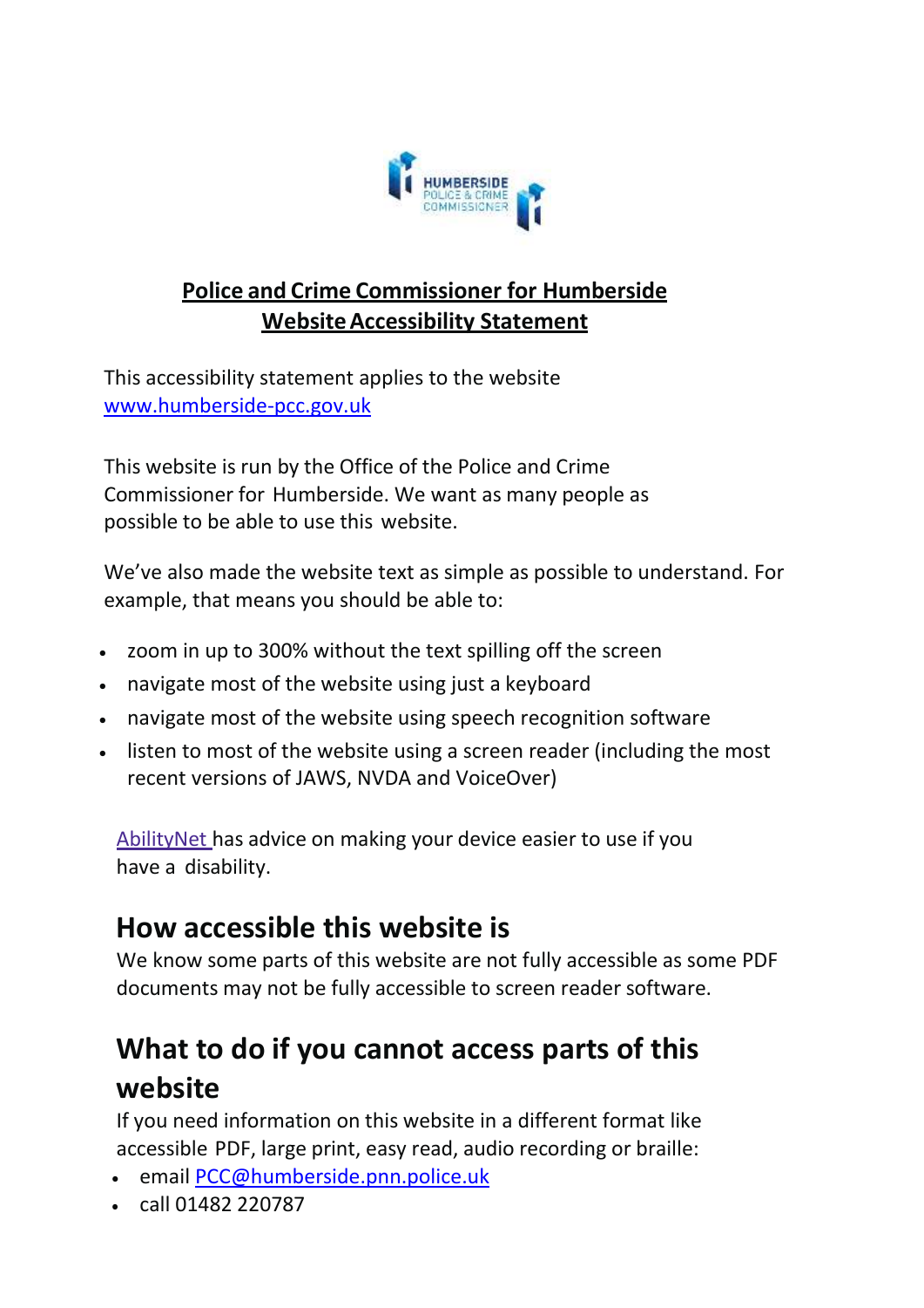**Police and Crime Commissioner for Humberside**
**Website Accessibility Statement**

This accessibility statement applies to the website www.humberside-pcc.gov.uk

This website is run by the Office of the Police and Crime Commissioner for Humberside. We want as many people as possible to be able to use this website.

We've also made the website text as simple as possible to understand. For example, that means you should be able to:

- zoom in up to 300% without the text spilling off the screen
- navigate most of the website using just a keyboard
- navigate most of the website using speech recognition software
- listen to most of the website using a screen reader (including the most recent versions of JAWS, NVDA and VoiceOver)

AbilityNet has advice on making your device easier to use if you have a disability.

## How accessible this website is

We know some parts of this website are not fully accessible as some PDF documents may not be fully accessible to screen reader software.

## What to do if you cannot access parts of this website

If you need information on this website in a different format like accessible PDF, large print, easy read, audio recording or braille:

- email PCC@humberside.pnn.police.uk
- call 01482 220787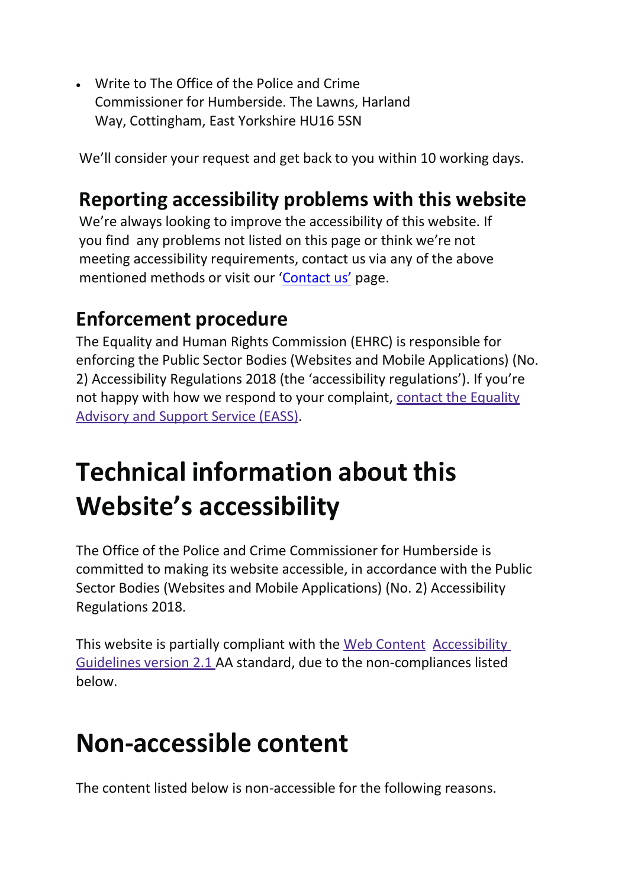- Write to The Office of the Police and Crime Commissioner for Humberside. The Lawns, Harland Way, Cottingham, East Yorkshire HU16 5SN

We'll consider your request and get back to you within 10 working days.

## Reporting accessibility problems with this website

We're always looking to improve the accessibility of this website. If you find any problems not listed on this page or think we're not meeting accessibility requirements, contact us via any of the above mentioned methods or visit our 'Contact us' page.

## Enforcement procedure

The Equality and Human Rights Commission (EHRC) is responsible for enforcing the Public Sector Bodies (Websites and Mobile Applications) (No. 2) Accessibility Regulations 2018 (the 'accessibility regulations'). If you're not happy with how we respond to your complaint, contact the Equality Advisory and Support Service (EASS).

# Technical information about this Website's accessibility

The Office of the Police and Crime Commissioner for Humberside is committed to making its website accessible, in accordance with the Public Sector Bodies (Websites and Mobile Applications) (No. 2) Accessibility Regulations 2018.

This website is partially compliant with the Web Content Accessibility Guidelines version 2.1 AA standard, due to the non-compliances listed below.

# Non-accessible content

The content listed below is non-accessible for the following reasons.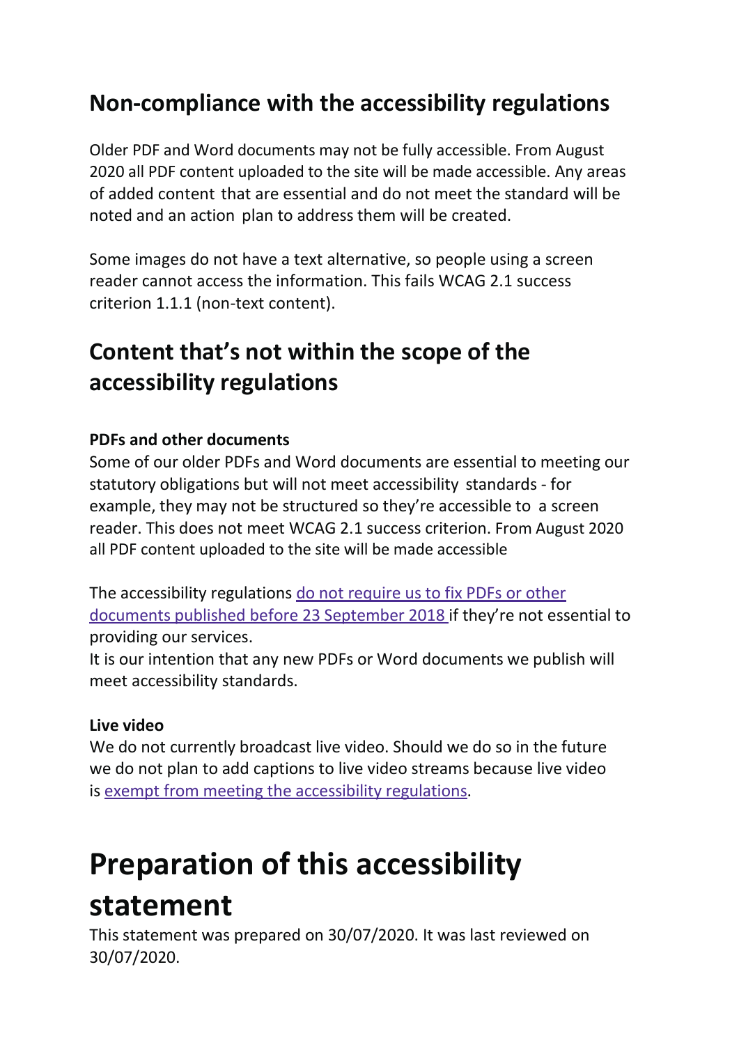## Non-compliance with the accessibility regulations

Older PDF and Word documents may not be fully accessible. From August 2020 all PDF content uploaded to the site will be made accessible. Any areas of added content that are essential and do not meet the standard will be noted and an action plan to address them will be created.

Some images do not have a text alternative, so people using a screen reader cannot access the information. This fails WCAG 2.1 success criterion 1.1.1 (non-text content).

## Content that's not within the scope of the accessibility regulations

**PDFs and other documents**

Some of our older PDFs and Word documents are essential to meeting our statutory obligations but will not meet accessibility standards - for example, they may not be structured so they're accessible to a screen reader. This does not meet WCAG 2.1 success criterion. From August 2020 all PDF content uploaded to the site will be made accessible

The accessibility regulations do not require us to fix PDFs or other documents published before 23 September 2018 if they're not essential to providing our services.
It is our intention that any new PDFs or Word documents we publish will meet accessibility standards.

**Live video**

We do not currently broadcast live video. Should we do so in the future we do not plan to add captions to live video streams because live video is exempt from meeting the accessibility regulations.

# Preparation of this accessibility statement

This statement was prepared on 30/07/2020. It was last reviewed on 30/07/2020.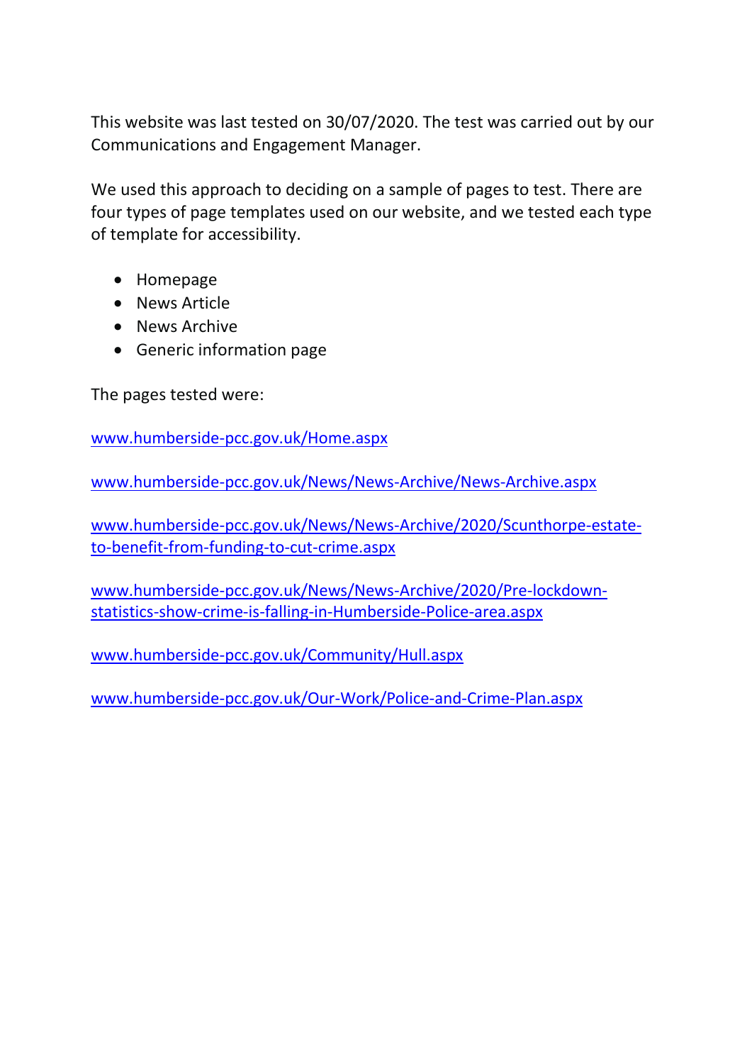This website was last tested on 30/07/2020. The test was carried out by our Communications and Engagement Manager.

We used this approach to deciding on a sample of pages to test. There are four types of page templates used on our website, and we tested each type of template for accessibility.

- Homepage
- News Article
- News Archive
- Generic information page

The pages tested were:

[www.humberside-pcc.gov.uk/Home.aspx](www.humberside-pcc.gov.uk/Home.aspx)

[www.humberside-pcc.gov.uk/News/News-Archive/News-Archive.aspx](www.humberside-pcc.gov.uk/News/News-Archive/News-Archive.aspx)

[www.humberside-pcc.gov.uk/News/News-Archive/2020/Scunthorpe-estate-to-benefit-from-funding-to-cut-crime.aspx](www.humberside-pcc.gov.uk/News/News-Archive/2020/Scunthorpe-estate-to-benefit-from-funding-to-cut-crime.aspx)

[www.humberside-pcc.gov.uk/News/News-Archive/2020/Pre-lockdown-statistics-show-crime-is-falling-in-Humberside-Police-area.aspx](www.humberside-pcc.gov.uk/News/News-Archive/2020/Pre-lockdown-statistics-show-crime-is-falling-in-Humberside-Police-area.aspx)

[www.humberside-pcc.gov.uk/Community/Hull.aspx](www.humberside-pcc.gov.uk/Community/Hull.aspx)

[www.humberside-pcc.gov.uk/Our-Work/Police-and-Crime-Plan.aspx](www.humberside-pcc.gov.uk/Our-Work/Police-and-Crime-Plan.aspx)